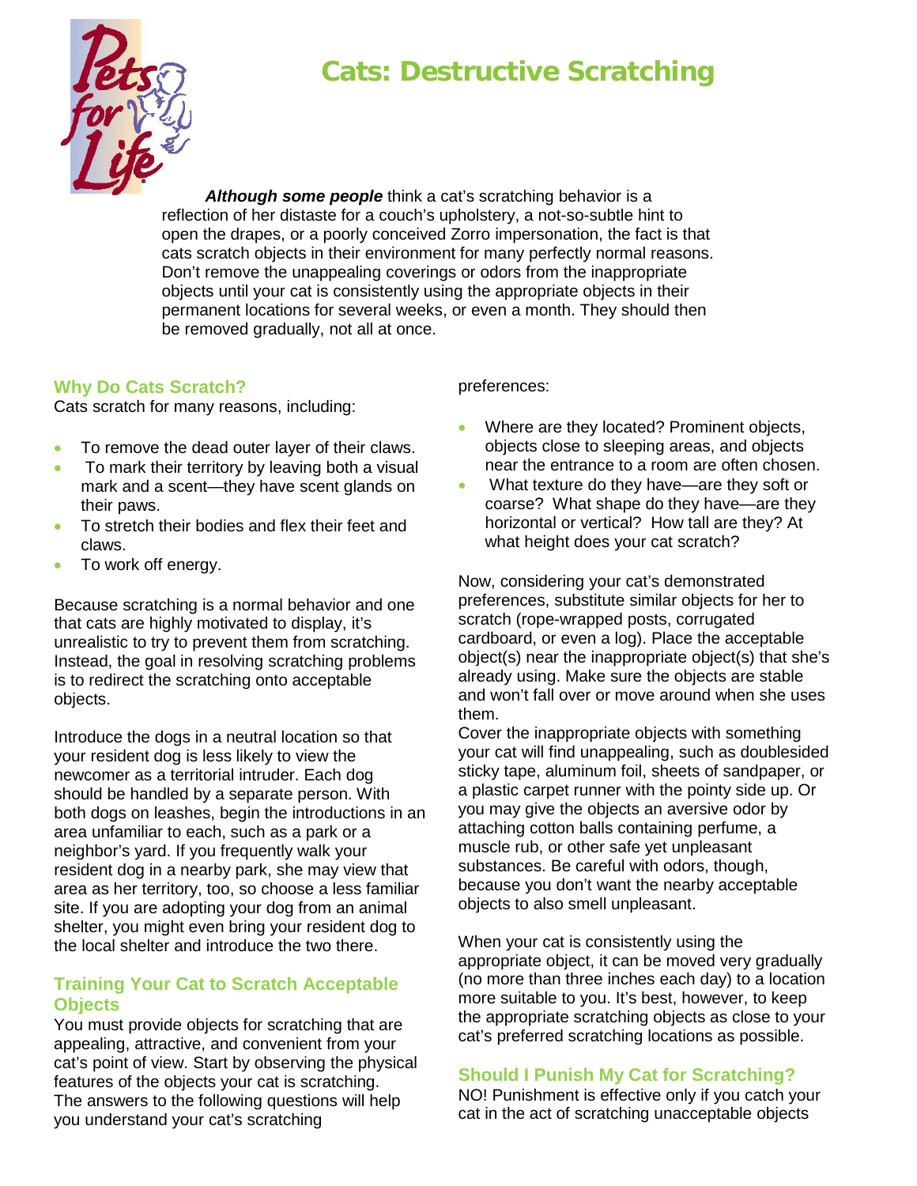# Cats: Destructive Scratching

***Although some people*** think a cat's scratching behavior is a reflection of her distaste for a couch's upholstery, a not-so-subtle hint to open the drapes, or a poorly conceived Zorro impersonation, the fact is that cats scratch objects in their environment for many perfectly normal reasons. Don't remove the unappealing coverings or odors from the inappropriate objects until your cat is consistently using the appropriate objects in their permanent locations for several weeks, or even a month. They should then be removed gradually, not all at once.

## Why Do Cats Scratch?

Cats scratch for many reasons, including:

- To remove the dead outer layer of their claws.
- To mark their territory by leaving both a visual mark and a scent—they have scent glands on their paws.
- To stretch their bodies and flex their feet and claws.
- To work off energy.

Because scratching is a normal behavior and one that cats are highly motivated to display, it's unrealistic to try to prevent them from scratching. Instead, the goal in resolving scratching problems is to redirect the scratching onto acceptable objects.

Introduce the dogs in a neutral location so that your resident dog is less likely to view the newcomer as a territorial intruder. Each dog should be handled by a separate person. With both dogs on leashes, begin the introductions in an area unfamiliar to each, such as a park or a neighbor's yard. If you frequently walk your resident dog in a nearby park, she may view that area as her territory, too, so choose a less familiar site. If you are adopting your dog from an animal shelter, you might even bring your resident dog to the local shelter and introduce the two there.

## Training Your Cat to Scratch Acceptable Objects

You must provide objects for scratching that are appealing, attractive, and convenient from your cat's point of view. Start by observing the physical features of the objects your cat is scratching. The answers to the following questions will help you understand your cat's scratching preferences:

- Where are they located? Prominent objects, objects close to sleeping areas, and objects near the entrance to a room are often chosen.
- What texture do they have—are they soft or coarse? What shape do they have—are they horizontal or vertical? How tall are they? At what height does your cat scratch?

Now, considering your cat's demonstrated preferences, substitute similar objects for her to scratch (rope-wrapped posts, corrugated cardboard, or even a log). Place the acceptable object(s) near the inappropriate object(s) that she's already using. Make sure the objects are stable and won't fall over or move around when she uses them.

Cover the inappropriate objects with something your cat will find unappealing, such as doublesided sticky tape, aluminum foil, sheets of sandpaper, or a plastic carpet runner with the pointy side up. Or you may give the objects an aversive odor by attaching cotton balls containing perfume, a muscle rub, or other safe yet unpleasant substances. Be careful with odors, though, because you don't want the nearby acceptable objects to also smell unpleasant.

When your cat is consistently using the appropriate object, it can be moved very gradually (no more than three inches each day) to a location more suitable to you. It's best, however, to keep the appropriate scratching objects as close to your cat's preferred scratching locations as possible.

## Should I Punish My Cat for Scratching?

NO! Punishment is effective only if you catch your cat in the act of scratching unacceptable objects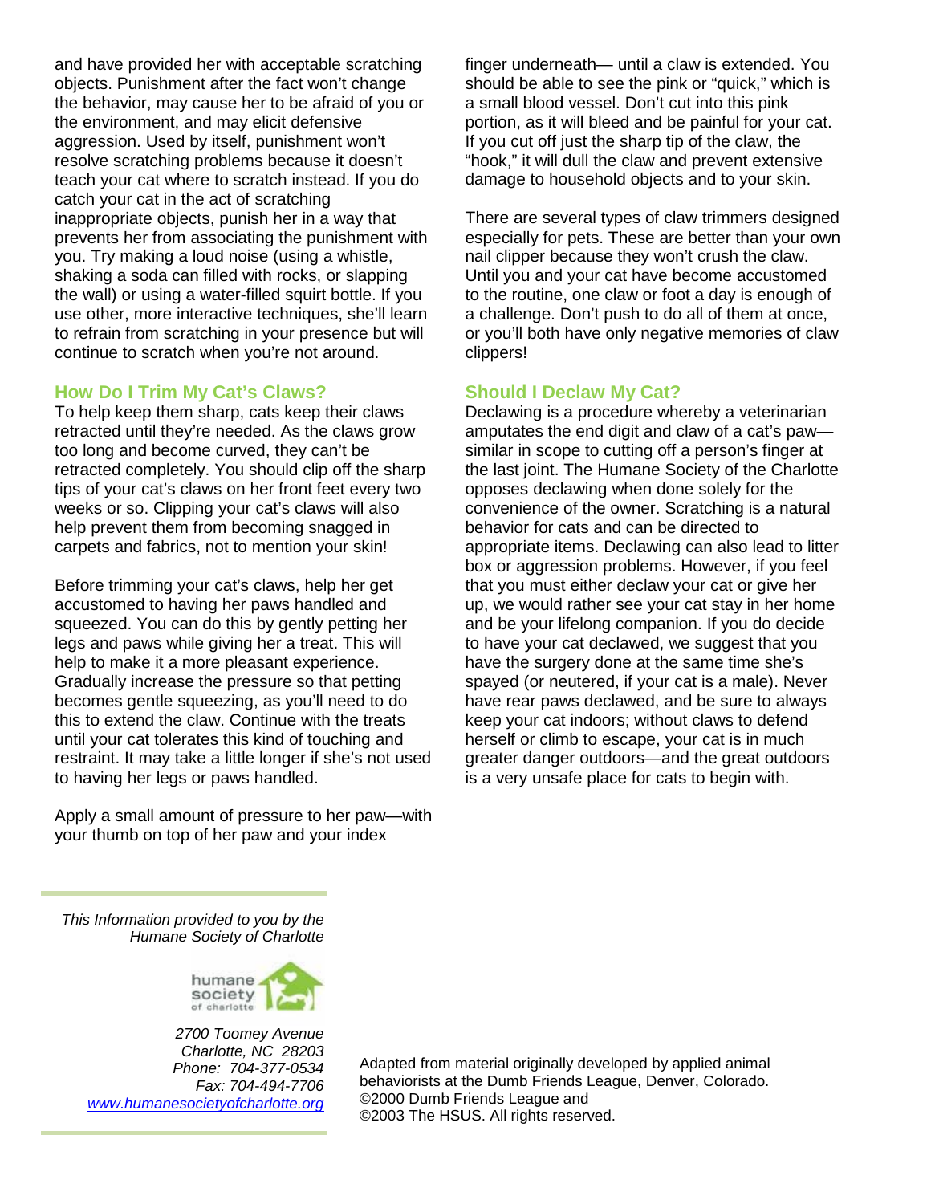and have provided her with acceptable scratching objects. Punishment after the fact won't change the behavior, may cause her to be afraid of you or the environment, and may elicit defensive aggression. Used by itself, punishment won't resolve scratching problems because it doesn't teach your cat where to scratch instead. If you do catch your cat in the act of scratching inappropriate objects, punish her in a way that prevents her from associating the punishment with you. Try making a loud noise (using a whistle, shaking a soda can filled with rocks, or slapping the wall) or using a water-filled squirt bottle. If you use other, more interactive techniques, she'll learn to refrain from scratching in your presence but will continue to scratch when you're not around.

## How Do I Trim My Cat's Claws?

To help keep them sharp, cats keep their claws retracted until they're needed. As the claws grow too long and become curved, they can't be retracted completely. You should clip off the sharp tips of your cat's claws on her front feet every two weeks or so. Clipping your cat's claws will also help prevent them from becoming snagged in carpets and fabrics, not to mention your skin!

Before trimming your cat's claws, help her get accustomed to having her paws handled and squeezed. You can do this by gently petting her legs and paws while giving her a treat. This will help to make it a more pleasant experience. Gradually increase the pressure so that petting becomes gentle squeezing, as you'll need to do this to extend the claw. Continue with the treats until your cat tolerates this kind of touching and restraint. It may take a little longer if she's not used to having her legs or paws handled.

Apply a small amount of pressure to her paw—with your thumb on top of her paw and your index finger underneath— until a claw is extended. You should be able to see the pink or "quick," which is a small blood vessel. Don't cut into this pink portion, as it will bleed and be painful for your cat. If you cut off just the sharp tip of the claw, the "hook," it will dull the claw and prevent extensive damage to household objects and to your skin.

There are several types of claw trimmers designed especially for pets. These are better than your own nail clipper because they won't crush the claw. Until you and your cat have become accustomed to the routine, one claw or foot a day is enough of a challenge. Don't push to do all of them at once, or you'll both have only negative memories of claw clippers!

## Should I Declaw My Cat?

Declawing is a procedure whereby a veterinarian amputates the end digit and claw of a cat's paw—similar in scope to cutting off a person's finger at the last joint. The Humane Society of the Charlotte opposes declawing when done solely for the convenience of the owner. Scratching is a natural behavior for cats and can be directed to appropriate items. Declawing can also lead to litter box or aggression problems. However, if you feel that you must either declaw your cat or give her up, we would rather see your cat stay in her home and be your lifelong companion. If you do decide to have your cat declawed, we suggest that you have the surgery done at the same time she's spayed (or neutered, if your cat is a male). Never have rear paws declawed, and be sure to always keep your cat indoors; without claws to defend herself or climb to escape, your cat is in much greater danger outdoors—and the great outdoors is a very unsafe place for cats to begin with.

*This Information provided to you by the Humane Society of Charlotte*

humane society of charlotte

*2700 Toomey Avenue*
*Charlotte, NC 28203*
*Phone: 704-377-0534*
*Fax: 704-494-7706*
*www.humanesocietyofcharlotte.org*

Adapted from material originally developed by applied animal behaviorists at the Dumb Friends League, Denver, Colorado.
©2000 Dumb Friends League and
©2003 The HSUS. All rights reserved.